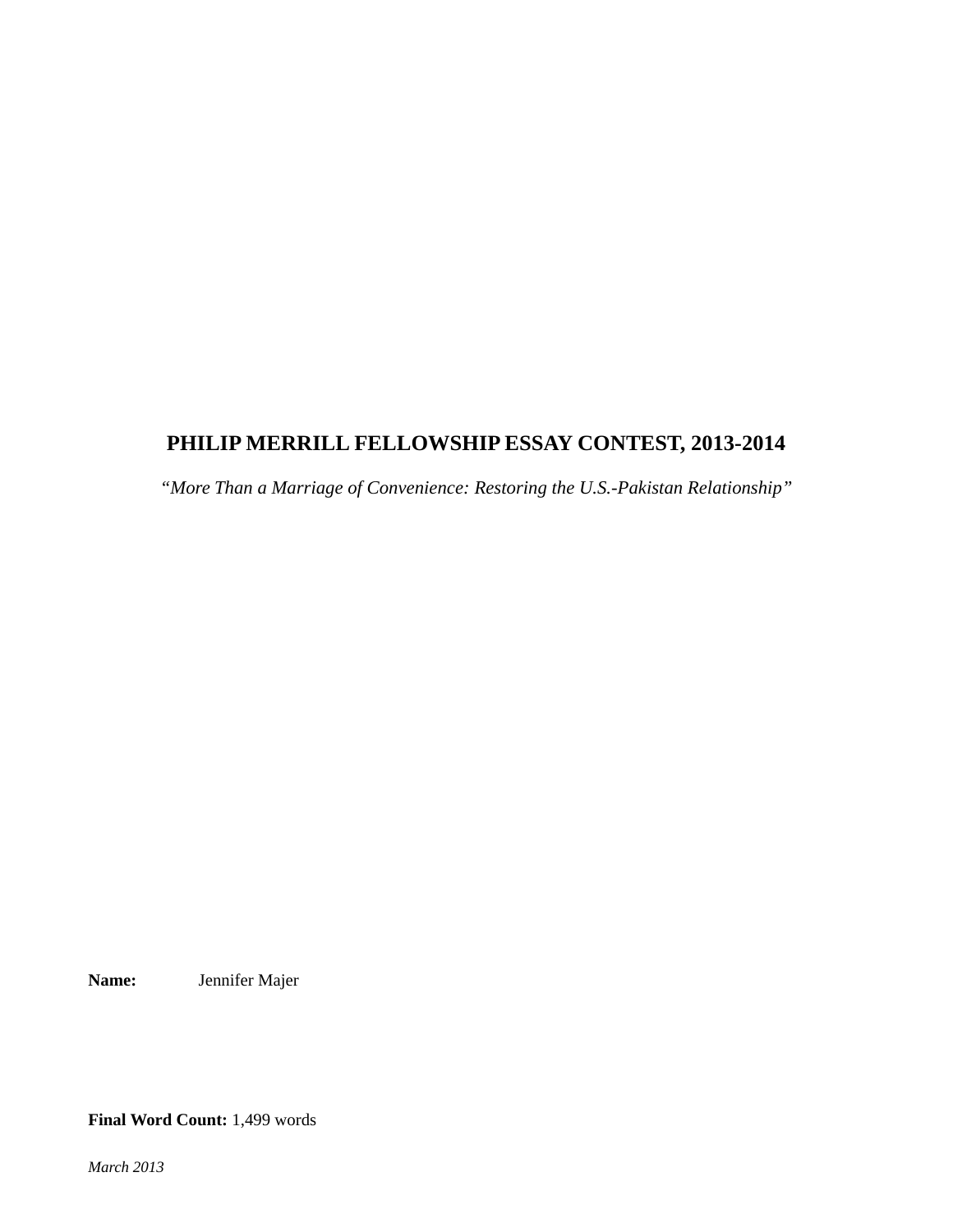# PHILIP MERRILL FELLOWSHIP ESSAY CONTEST, 2013-2014

*“More Than a Marriage of Convenience: Restoring the U.S.-Pakistan Relationship”*

**Name:** Jennifer Majer

**Final Word Count:** 1,499 words

*March 2013*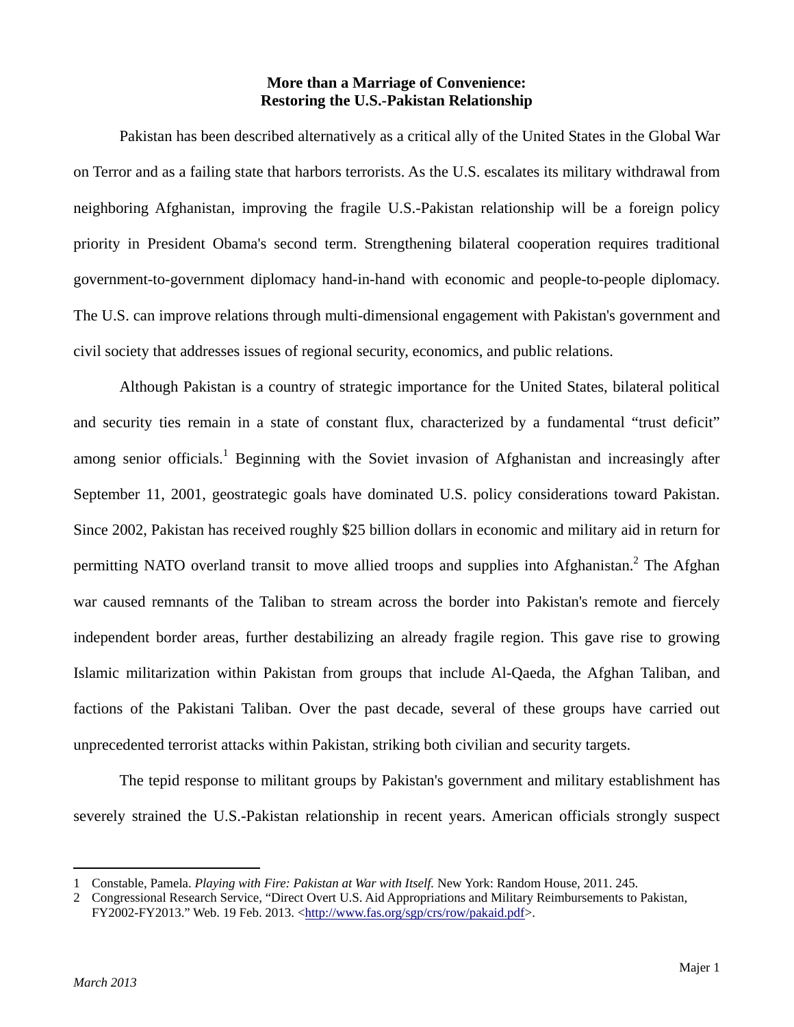**More than a Marriage of Convenience:**
**Restoring the U.S.-Pakistan Relationship**

Pakistan has been described alternatively as a critical ally of the United States in the Global War on Terror and as a failing state that harbors terrorists. As the U.S. escalates its military withdrawal from neighboring Afghanistan, improving the fragile U.S.-Pakistan relationship will be a foreign policy priority in President Obama's second term. Strengthening bilateral cooperation requires traditional government-to-government diplomacy hand-in-hand with economic and people-to-people diplomacy. The U.S. can improve relations through multi-dimensional engagement with Pakistan's government and civil society that addresses issues of regional security, economics, and public relations.

Although Pakistan is a country of strategic importance for the United States, bilateral political and security ties remain in a state of constant flux, characterized by a fundamental "trust deficit" among senior officials.[1] Beginning with the Soviet invasion of Afghanistan and increasingly after September 11, 2001, geostrategic goals have dominated U.S. policy considerations toward Pakistan. Since 2002, Pakistan has received roughly $25 billion dollars in economic and military aid in return for permitting NATO overland transit to move allied troops and supplies into Afghanistan.[2] The Afghan war caused remnants of the Taliban to stream across the border into Pakistan's remote and fiercely independent border areas, further destabilizing an already fragile region. This gave rise to growing Islamic militarization within Pakistan from groups that include Al-Qaeda, the Afghan Taliban, and factions of the Pakistani Taliban. Over the past decade, several of these groups have carried out unprecedented terrorist attacks within Pakistan, striking both civilian and security targets.

The tepid response to militant groups by Pakistan's government and military establishment has severely strained the U.S.-Pakistan relationship in recent years. American officials strongly suspect

---

1 Constable, Pamela. *Playing with Fire: Pakistan at War with Itself.* New York: Random House, 2011. 245.

2 Congressional Research Service, "Direct Overt U.S. Aid Appropriations and Military Reimbursements to Pakistan, FY2002-FY2013." Web. 19 Feb. 2013. <http://www.fas.org/sgp/crs/row/pakaid.pdf>.

*March 2013*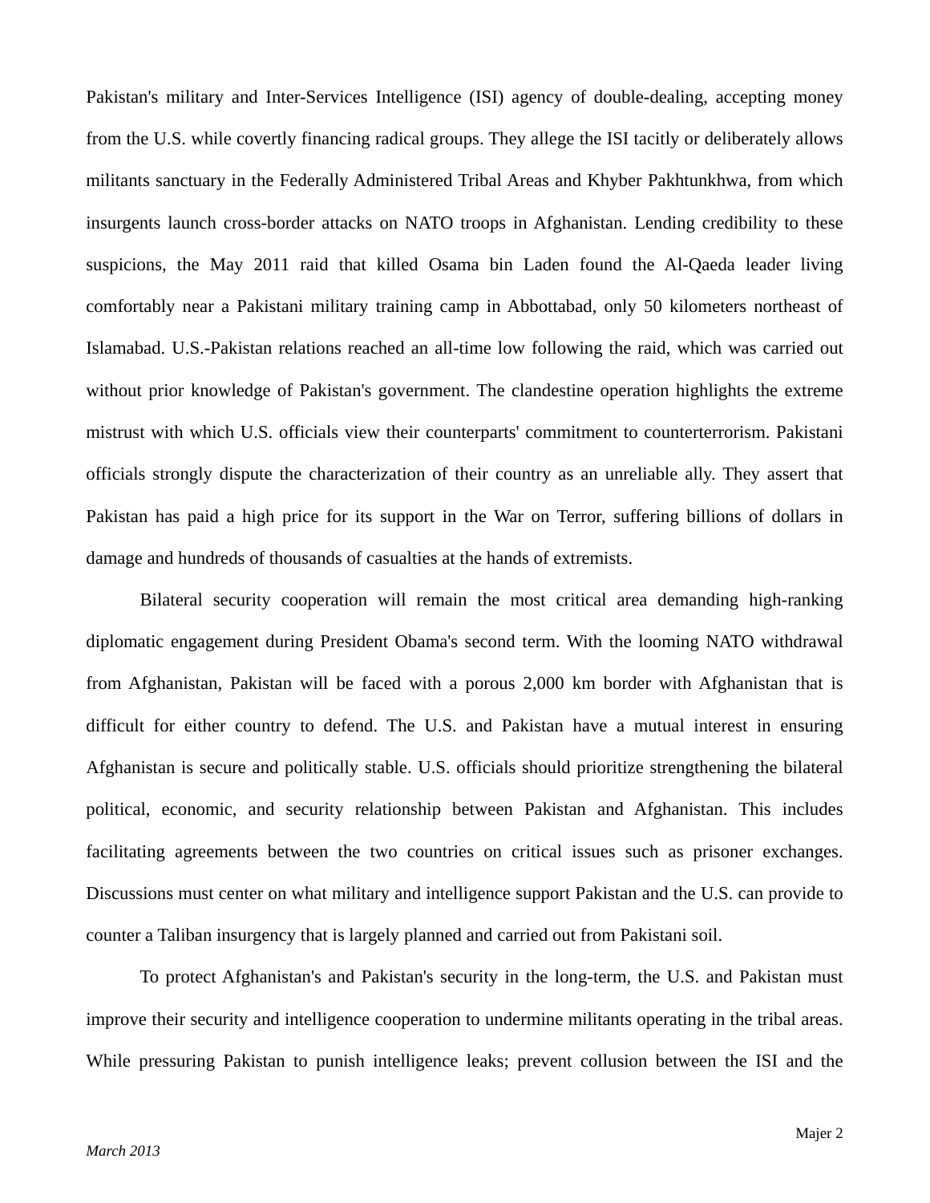Pakistan's military and Inter-Services Intelligence (ISI) agency of double-dealing, accepting money from the U.S. while covertly financing radical groups. They allege the ISI tacitly or deliberately allows militants sanctuary in the Federally Administered Tribal Areas and Khyber Pakhtunkhwa, from which insurgents launch cross-border attacks on NATO troops in Afghanistan. Lending credibility to these suspicions, the May 2011 raid that killed Osama bin Laden found the Al-Qaeda leader living comfortably near a Pakistani military training camp in Abbottabad, only 50 kilometers northeast of Islamabad. U.S.-Pakistan relations reached an all-time low following the raid, which was carried out without prior knowledge of Pakistan's government. The clandestine operation highlights the extreme mistrust with which U.S. officials view their counterparts' commitment to counterterrorism. Pakistani officials strongly dispute the characterization of their country as an unreliable ally. They assert that Pakistan has paid a high price for its support in the War on Terror, suffering billions of dollars in damage and hundreds of thousands of casualties at the hands of extremists.

Bilateral security cooperation will remain the most critical area demanding high-ranking diplomatic engagement during President Obama's second term. With the looming NATO withdrawal from Afghanistan, Pakistan will be faced with a porous 2,000 km border with Afghanistan that is difficult for either country to defend. The U.S. and Pakistan have a mutual interest in ensuring Afghanistan is secure and politically stable. U.S. officials should prioritize strengthening the bilateral political, economic, and security relationship between Pakistan and Afghanistan. This includes facilitating agreements between the two countries on critical issues such as prisoner exchanges. Discussions must center on what military and intelligence support Pakistan and the U.S. can provide to counter a Taliban insurgency that is largely planned and carried out from Pakistani soil.

To protect Afghanistan's and Pakistan's security in the long-term, the U.S. and Pakistan must improve their security and intelligence cooperation to undermine militants operating in the tribal areas. While pressuring Pakistan to punish intelligence leaks; prevent collusion between the ISI and the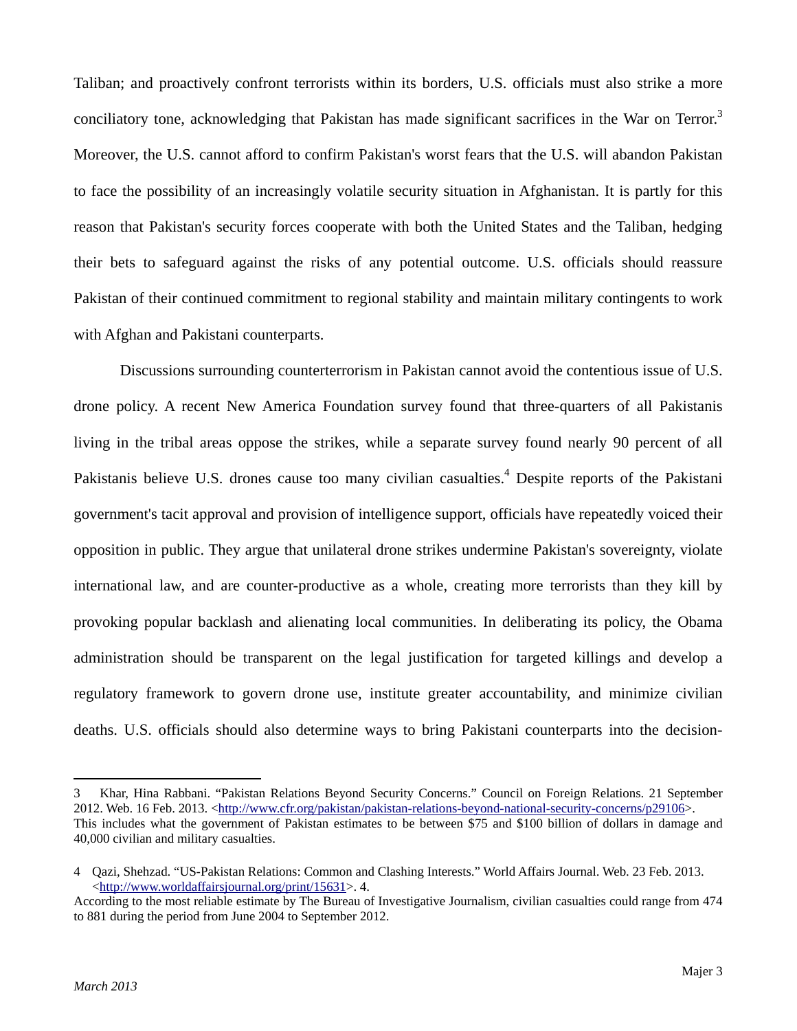Taliban; and proactively confront terrorists within its borders, U.S. officials must also strike a more conciliatory tone, acknowledging that Pakistan has made significant sacrifices in the War on Terror.[3] Moreover, the U.S. cannot afford to confirm Pakistan's worst fears that the U.S. will abandon Pakistan to face the possibility of an increasingly volatile security situation in Afghanistan. It is partly for this reason that Pakistan's security forces cooperate with both the United States and the Taliban, hedging their bets to safeguard against the risks of any potential outcome. U.S. officials should reassure Pakistan of their continued commitment to regional stability and maintain military contingents to work with Afghan and Pakistani counterparts.

Discussions surrounding counterterrorism in Pakistan cannot avoid the contentious issue of U.S. drone policy. A recent New America Foundation survey found that three-quarters of all Pakistanis living in the tribal areas oppose the strikes, while a separate survey found nearly 90 percent of all Pakistanis believe U.S. drones cause too many civilian casualties.[4] Despite reports of the Pakistani government's tacit approval and provision of intelligence support, officials have repeatedly voiced their opposition in public. They argue that unilateral drone strikes undermine Pakistan's sovereignty, violate international law, and are counter-productive as a whole, creating more terrorists than they kill by provoking popular backlash and alienating local communities. In deliberating its policy, the Obama administration should be transparent on the legal justification for targeted killings and develop a regulatory framework to govern drone use, institute greater accountability, and minimize civilian deaths. U.S. officials should also determine ways to bring Pakistani counterparts into the decision-

---

3 Khar, Hina Rabbani. "Pakistan Relations Beyond Security Concerns." Council on Foreign Relations. 21 September 2012. Web. 16 Feb. 2013. <http://www.cfr.org/pakistan/pakistan-relations-beyond-national-security-concerns/p29106>. This includes what the government of Pakistan estimates to be between $75 and $100 billion of dollars in damage and 40,000 civilian and military casualties.

4 Qazi, Shehzad. "US-Pakistan Relations: Common and Clashing Interests." World Affairs Journal. Web. 23 Feb. 2013. <http://www.worldaffairsjournal.org/print/15631>. 4.
According to the most reliable estimate by The Bureau of Investigative Journalism, civilian casualties could range from 474 to 881 during the period from June 2004 to September 2012.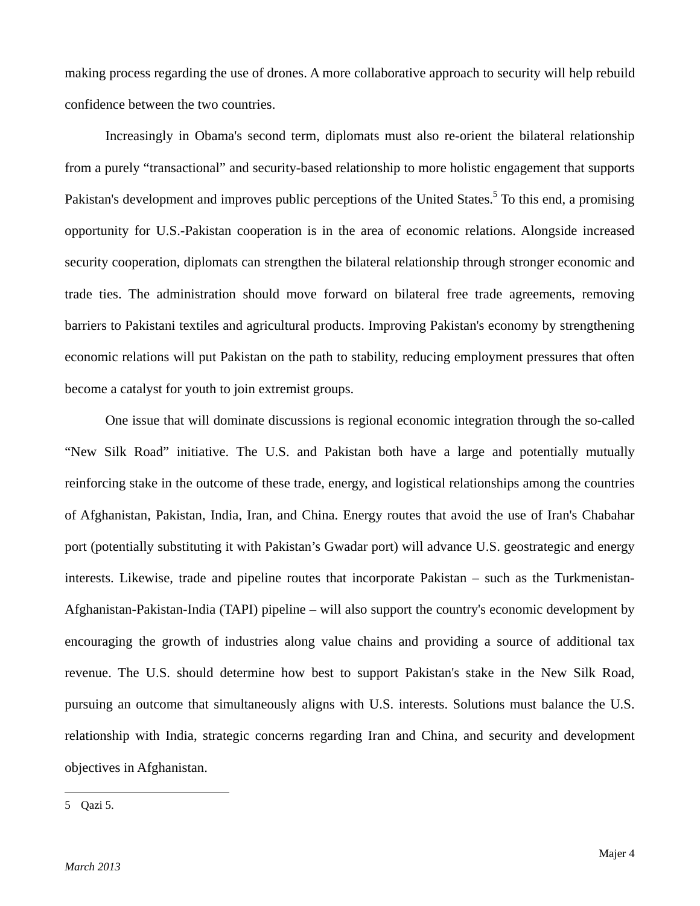making process regarding the use of drones. A more collaborative approach to security will help rebuild confidence between the two countries.

Increasingly in Obama's second term, diplomats must also re-orient the bilateral relationship from a purely "transactional" and security-based relationship to more holistic engagement that supports Pakistan's development and improves public perceptions of the United States.[5] To this end, a promising opportunity for U.S.-Pakistan cooperation is in the area of economic relations. Alongside increased security cooperation, diplomats can strengthen the bilateral relationship through stronger economic and trade ties. The administration should move forward on bilateral free trade agreements, removing barriers to Pakistani textiles and agricultural products. Improving Pakistan's economy by strengthening economic relations will put Pakistan on the path to stability, reducing employment pressures that often become a catalyst for youth to join extremist groups.

One issue that will dominate discussions is regional economic integration through the so-called "New Silk Road" initiative. The U.S. and Pakistan both have a large and potentially mutually reinforcing stake in the outcome of these trade, energy, and logistical relationships among the countries of Afghanistan, Pakistan, India, Iran, and China. Energy routes that avoid the use of Iran's Chabahar port (potentially substituting it with Pakistan's Gwadar port) will advance U.S. geostrategic and energy interests. Likewise, trade and pipeline routes that incorporate Pakistan – such as the Turkmenistan-Afghanistan-Pakistan-India (TAPI) pipeline – will also support the country's economic development by encouraging the growth of industries along value chains and providing a source of additional tax revenue. The U.S. should determine how best to support Pakistan's stake in the New Silk Road, pursuing an outcome that simultaneously aligns with U.S. interests. Solutions must balance the U.S. relationship with India, strategic concerns regarding Iran and China, and security and development objectives in Afghanistan.

---

5 Qazi 5.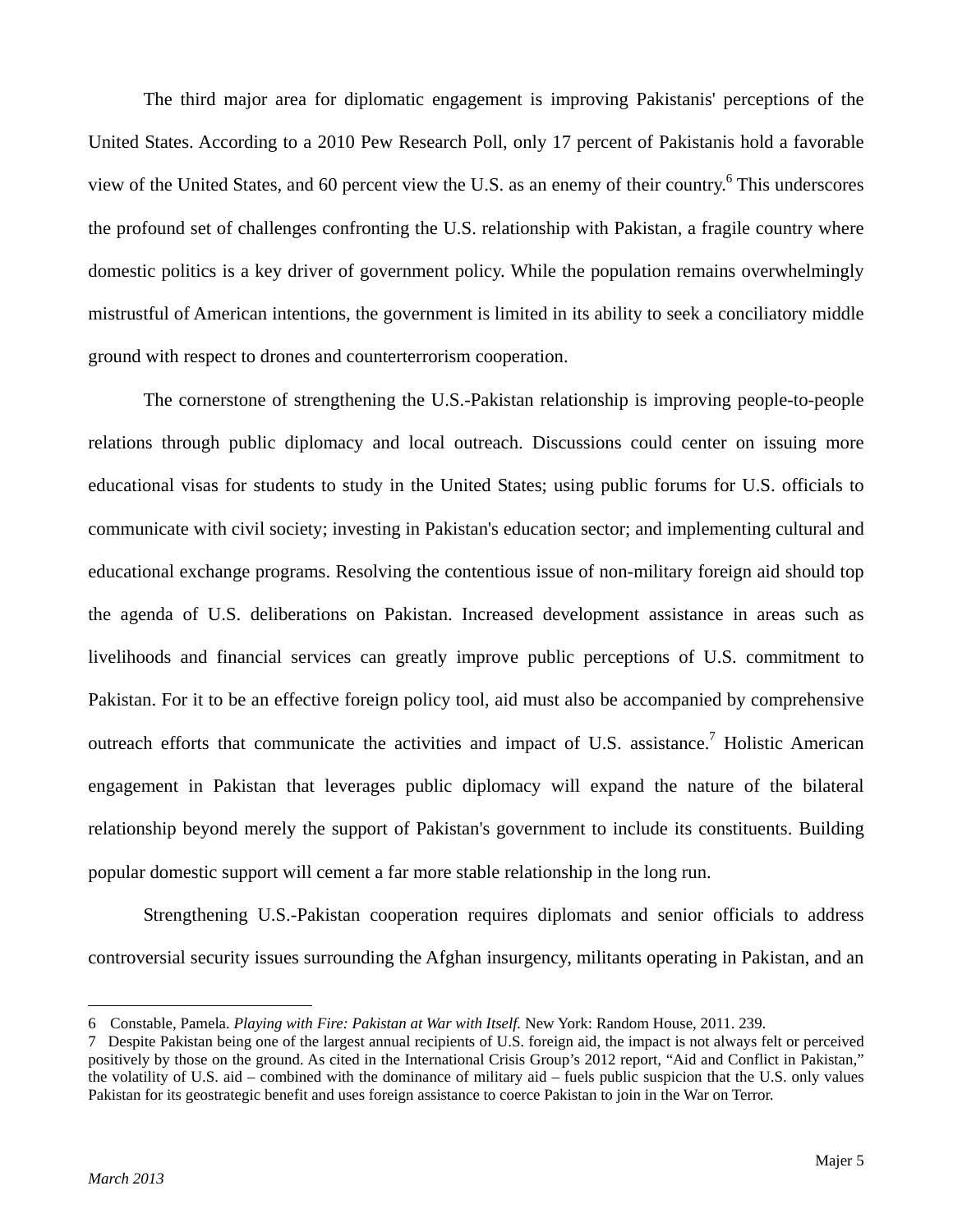The third major area for diplomatic engagement is improving Pakistanis' perceptions of the United States. According to a 2010 Pew Research Poll, only 17 percent of Pakistanis hold a favorable view of the United States, and 60 percent view the U.S. as an enemy of their country.[6] This underscores the profound set of challenges confronting the U.S. relationship with Pakistan, a fragile country where domestic politics is a key driver of government policy. While the population remains overwhelmingly mistrustful of American intentions, the government is limited in its ability to seek a conciliatory middle ground with respect to drones and counterterrorism cooperation.

The cornerstone of strengthening the U.S.-Pakistan relationship is improving people-to-people relations through public diplomacy and local outreach. Discussions could center on issuing more educational visas for students to study in the United States; using public forums for U.S. officials to communicate with civil society; investing in Pakistan's education sector; and implementing cultural and educational exchange programs. Resolving the contentious issue of non-military foreign aid should top the agenda of U.S. deliberations on Pakistan. Increased development assistance in areas such as livelihoods and financial services can greatly improve public perceptions of U.S. commitment to Pakistan. For it to be an effective foreign policy tool, aid must also be accompanied by comprehensive outreach efforts that communicate the activities and impact of U.S. assistance.[7] Holistic American engagement in Pakistan that leverages public diplomacy will expand the nature of the bilateral relationship beyond merely the support of Pakistan's government to include its constituents. Building popular domestic support will cement a far more stable relationship in the long run.

Strengthening U.S.-Pakistan cooperation requires diplomats and senior officials to address controversial security issues surrounding the Afghan insurgency, militants operating in Pakistan, and an

---

6 Constable, Pamela. *Playing with Fire: Pakistan at War with Itself.* New York: Random House, 2011. 239.

7 Despite Pakistan being one of the largest annual recipients of U.S. foreign aid, the impact is not always felt or perceived positively by those on the ground. As cited in the International Crisis Group's 2012 report, "Aid and Conflict in Pakistan," the volatility of U.S. aid – combined with the dominance of military aid – fuels public suspicion that the U.S. only values Pakistan for its geostrategic benefit and uses foreign assistance to coerce Pakistan to join in the War on Terror.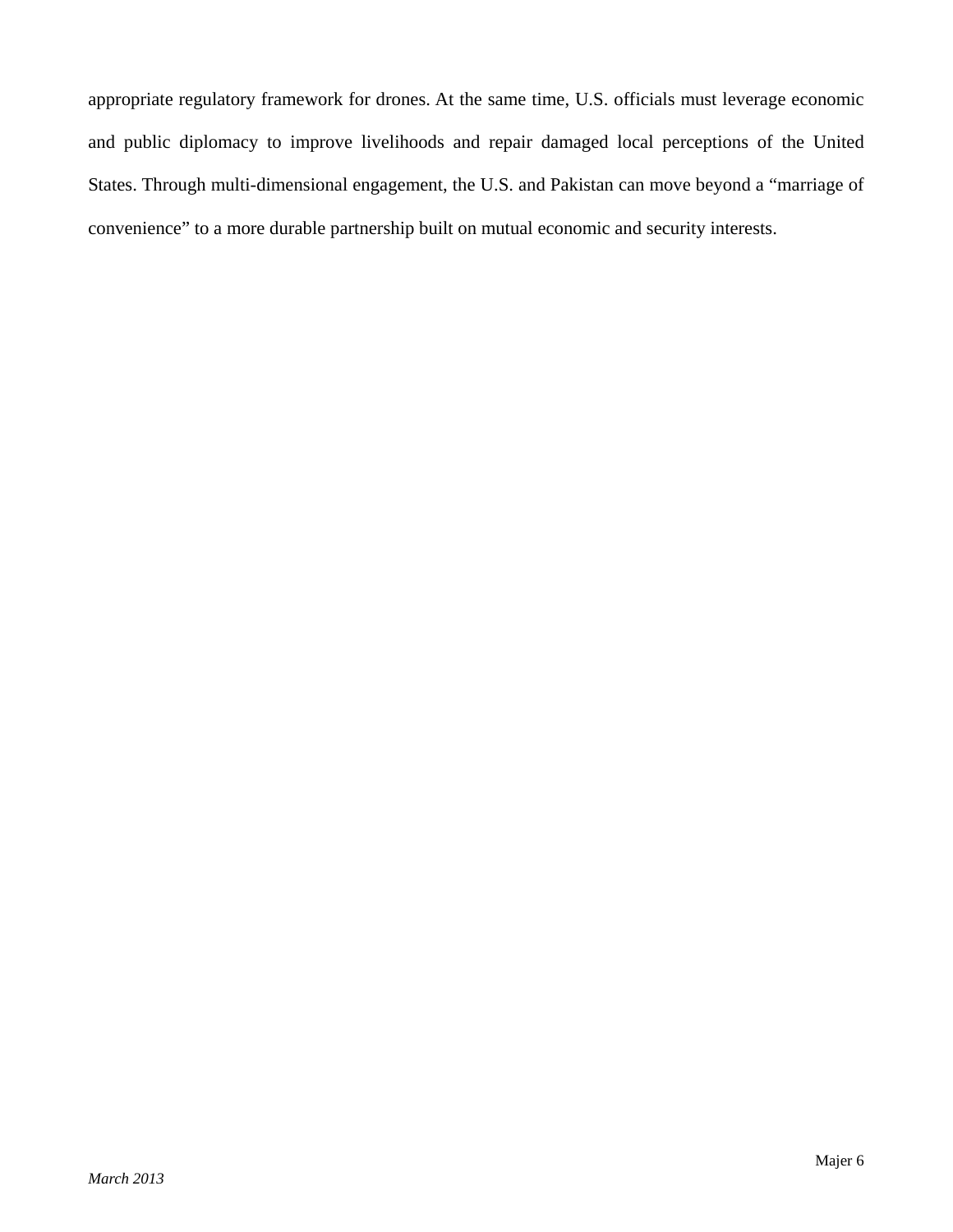appropriate regulatory framework for drones. At the same time, U.S. officials must leverage economic and public diplomacy to improve livelihoods and repair damaged local perceptions of the United States. Through multi-dimensional engagement, the U.S. and Pakistan can move beyond a "marriage of convenience" to a more durable partnership built on mutual economic and security interests.